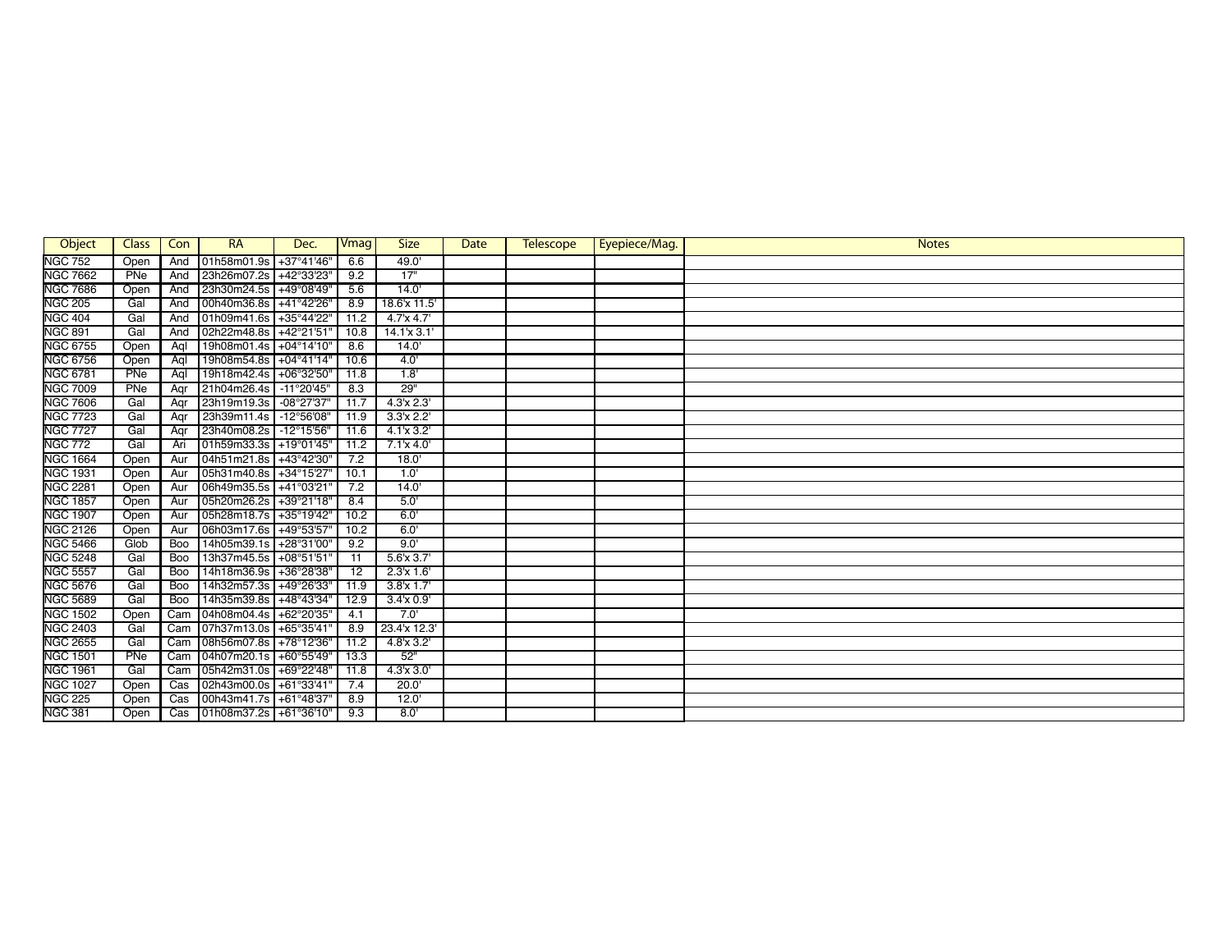| Object | Class | Con | RA | Dec. | Vmag | Size | Date | Telescope | Eyepiece/Mag. | Notes |
|---|---|---|---|---|---|---|---|---|---|---|
| NGC 752 | Open | And | 01h58m01.9s | +37°41'46" | 6.6 | 49.0' | | | | |
| NGC 7662 | PNe | And | 23h26m07.2s | +42°33'23" | 9.2 | 17" | | | | |
| NGC 7686 | Open | And | 23h30m24.5s | +49°08'49" | 5.6 | 14.0' | | | | |
| NGC 205 | Gal | And | 00h40m36.8s | +41°42'26" | 8.9 | 18.6'x 11.5' | | | | |
| NGC 404 | Gal | And | 01h09m41.6s | +35°44'22" | 11.2 | 4.7'x 4.7' | | | | |
| NGC 891 | Gal | And | 02h22m48.8s | +42°21'51" | 10.8 | 14.1'x 3.1' | | | | |
| NGC 6755 | Open | Aql | 19h08m01.4s | +04°14'10" | 8.6 | 14.0' | | | | |
| NGC 6756 | Open | Aql | 19h08m54.8s | +04°41'14" | 10.6 | 4.0' | | | | |
| NGC 6781 | PNe | Aql | 19h18m42.4s | +06°32'50" | 11.8 | 1.8' | | | | |
| NGC 7009 | PNe | Aqr | 21h04m26.4s | -11°20'45" | 8.3 | 29" | | | | |
| NGC 7606 | Gal | Aqr | 23h19m19.3s | -08°27'37" | 11.7 | 4.3'x 2.3' | | | | |
| NGC 7723 | Gal | Aqr | 23h39m11.4s | -12°56'08" | 11.9 | 3.3'x 2.2' | | | | |
| NGC 7727 | Gal | Aqr | 23h40m08.2s | -12°15'56" | 11.6 | 4.1'x 3.2' | | | | |
| NGC 772 | Gal | Ari | 01h59m33.3s | +19°01'45" | 11.2 | 7.1'x 4.0' | | | | |
| NGC 1664 | Open | Aur | 04h51m21.8s | +43°42'30" | 7.2 | 18.0' | | | | |
| NGC 1931 | Open | Aur | 05h31m40.8s | +34°15'27" | 10.1 | 1.0' | | | | |
| NGC 2281 | Open | Aur | 06h49m35.5s | +41°03'21" | 7.2 | 14.0' | | | | |
| NGC 1857 | Open | Aur | 05h20m26.2s | +39°21'18" | 8.4 | 5.0' | | | | |
| NGC 1907 | Open | Aur | 05h28m18.7s | +35°19'42" | 10.2 | 6.0' | | | | |
| NGC 2126 | Open | Aur | 06h03m17.6s | +49°53'57" | 10.2 | 6.0' | | | | |
| NGC 5466 | Glob | Boo | 14h05m39.1s | +28°31'00" | 9.2 | 9.0' | | | | |
| NGC 5248 | Gal | Boo | 13h37m45.5s | +08°51'51" | 11 | 5.6'x 3.7' | | | | |
| NGC 5557 | Gal | Boo | 14h18m36.9s | +36°28'38" | 12 | 2.3'x 1.6' | | | | |
| NGC 5676 | Gal | Boo | 14h32m57.3s | +49°26'33" | 11.9 | 3.8'x 1.7' | | | | |
| NGC 5689 | Gal | Boo | 14h35m39.8s | +48°43'34" | 12.9 | 3.4'x 0.9' | | | | |
| NGC 1502 | Open | Cam | 04h08m04.4s | +62°20'35" | 4.1 | 7.0' | | | | |
| NGC 2403 | Gal | Cam | 07h37m13.0s | +65°35'41" | 8.9 | 23.4'x 12.3' | | | | |
| NGC 2655 | Gal | Cam | 08h56m07.8s | +78°12'36" | 11.2 | 4.8'x 3.2' | | | | |
| NGC 1501 | PNe | Cam | 04h07m20.1s | +60°55'49" | 13.3 | 52" | | | | |
| NGC 1961 | Gal | Cam | 05h42m31.0s | +69°22'48" | 11.8 | 4.3'x 3.0' | | | | |
| NGC 1027 | Open | Cas | 02h43m00.0s | +61°33'41" | 7.4 | 20.0' | | | | |
| NGC 225 | Open | Cas | 00h43m41.7s | +61°48'37" | 8.9 | 12.0' | | | | |
| NGC 381 | Open | Cas | 01h08m37.2s | +61°36'10" | 9.3 | 8.0' | | | | |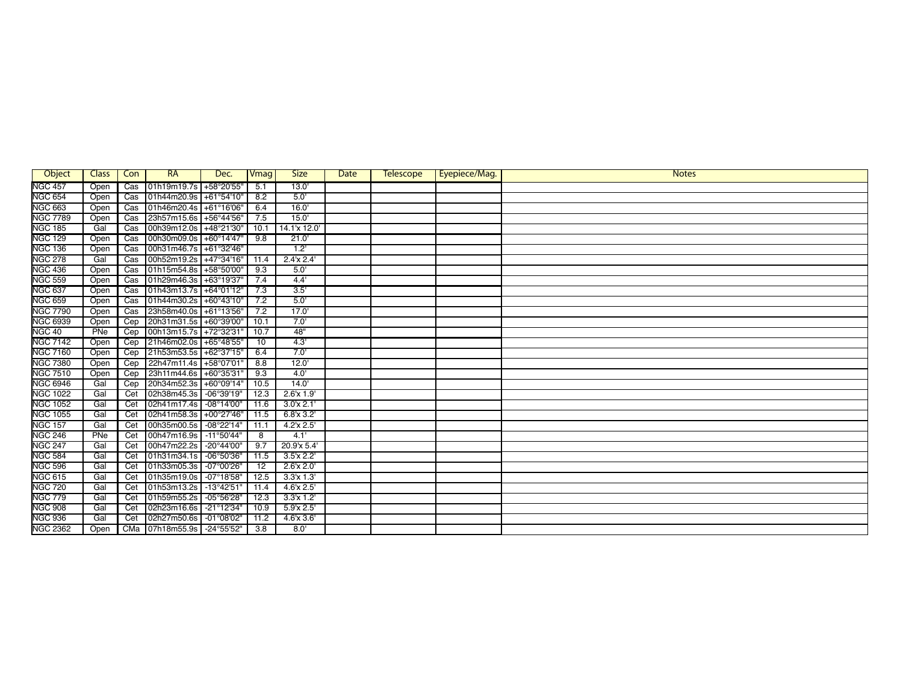| Object | Class | Con | RA | Dec. | Vmag | Size | Date | Telescope | Eyepiece/Mag. | Notes |
|---|---|---|---|---|---|---|---|---|---|---|
| NGC 457 | Open | Cas | 01h19m19.7s | +58°20'55" | 5.1 | 13.0' | | | | |
| NGC 654 | Open | Cas | 01h44m20.9s | +61°54'10" | 8.2 | 5.0' | | | | |
| NGC 663 | Open | Cas | 01h46m20.4s | +61°16'06" | 6.4 | 16.0' | | | | |
| NGC 7789 | Open | Cas | 23h57m15.6s | +56°44'56" | 7.5 | 15.0' | | | | |
| NGC 185 | Gal | Cas | 00h39m12.0s | +48°21'30" | 10.1 | 14.1'x 12.0' | | | | |
| NGC 129 | Open | Cas | 00h30m09.0s | +60°14'47" | 9.8 | 21.0' | | | | |
| NGC 136 | Open | Cas | 00h31m46.7s | +61°32'46" | | 1.2' | | | | |
| NGC 278 | Gal | Cas | 00h52m19.2s | +47°34'16" | 11.4 | 2.4'x 2.4' | | | | |
| NGC 436 | Open | Cas | 01h15m54.8s | +58°50'00" | 9.3 | 5.0' | | | | |
| NGC 559 | Open | Cas | 01h29m46.3s | +63°19'37" | 7.4 | 4.4' | | | | |
| NGC 637 | Open | Cas | 01h43m13.7s | +64°01'12" | 7.3 | 3.5' | | | | |
| NGC 659 | Open | Cas | 01h44m30.2s | +60°43'10" | 7.2 | 5.0' | | | | |
| NGC 7790 | Open | Cas | 23h58m40.0s | +61°13'56" | 7.2 | 17.0' | | | | |
| NGC 6939 | Open | Cep | 20h31m31.5s | +60°39'00" | 10.1 | 7.0' | | | | |
| NGC 40 | PNe | Cep | 00h13m15.7s | +72°32'31" | 10.7 | 48" | | | | |
| NGC 7142 | Open | Cep | 21h46m02.0s | +65°48'55" | 10 | 4.3' | | | | |
| NGC 7160 | Open | Cep | 21h53m53.5s | +62°37'15" | 6.4 | 7.0' | | | | |
| NGC 7380 | Open | Cep | 22h47m11.4s | +58°07'01" | 8.8 | 12.0' | | | | |
| NGC 7510 | Open | Cep | 23h11m44.6s | +60°35'31" | 9.3 | 4.0' | | | | |
| NGC 6946 | Gal | Cep | 20h34m52.3s | +60°09'14" | 10.5 | 14.0' | | | | |
| NGC 1022 | Gal | Cet | 02h38m45.3s | -06°39'19" | 12.3 | 2.6'x 1.9' | | | | |
| NGC 1052 | Gal | Cet | 02h41m17.4s | -08°14'00" | 11.6 | 3.0'x 2.1' | | | | |
| NGC 1055 | Gal | Cet | 02h41m58.3s | +00°27'46" | 11.5 | 6.8'x 3.2' | | | | |
| NGC 157 | Gal | Cet | 00h35m00.5s | -08°22'14" | 11.1 | 4.2'x 2.5' | | | | |
| NGC 246 | PNe | Cet | 00h47m16.9s | -11°50'44" | 8 | 4.1' | | | | |
| NGC 247 | Gal | Cet | 00h47m22.2s | -20°44'00" | 9.7 | 20.9'x 5.4' | | | | |
| NGC 584 | Gal | Cet | 01h31m34.1s | -06°50'36" | 11.5 | 3.5'x 2.2' | | | | |
| NGC 596 | Gal | Cet | 01h33m05.3s | -07°00'26" | 12 | 2.6'x 2.0' | | | | |
| NGC 615 | Gal | Cet | 01h35m19.0s | -07°18'58" | 12.5 | 3.3'x 1.3' | | | | |
| NGC 720 | Gal | Cet | 01h53m13.2s | -13°42'51" | 11.4 | 4.6'x 2.5' | | | | |
| NGC 779 | Gal | Cet | 01h59m55.2s | -05°56'28" | 12.3 | 3.3'x 1.2' | | | | |
| NGC 908 | Gal | Cet | 02h23m16.6s | -21°12'34" | 10.9 | 5.9'x 2.5' | | | | |
| NGC 936 | Gal | Cet | 02h27m50.6s | -01°08'02" | 11.2 | 4.6'x 3.6' | | | | |
| NGC 2362 | Open | CMa | 07h18m55.9s | -24°55'52" | 3.8 | 8.0' | | | | |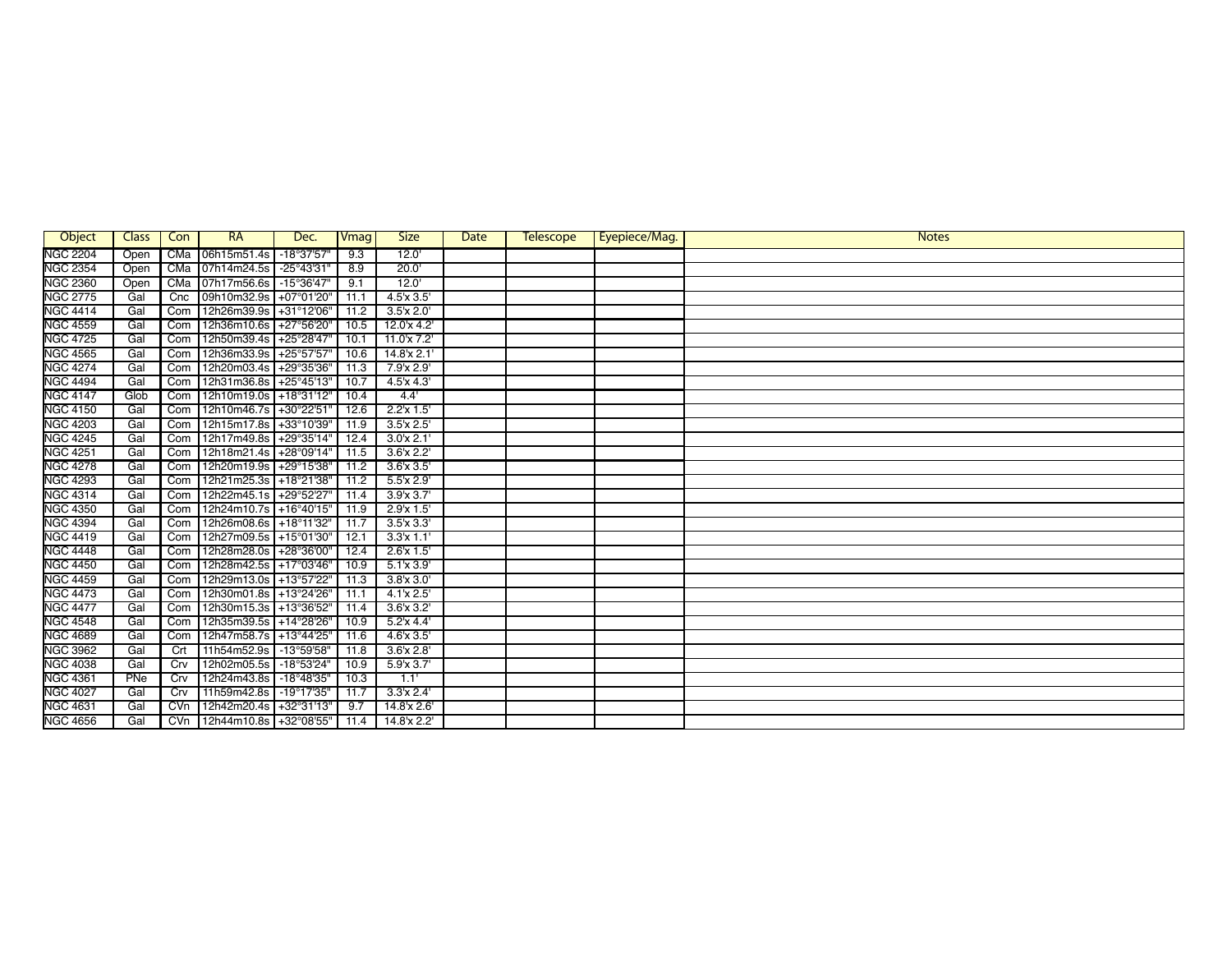| Object | Class | Con | RA | Dec. | Vmag | Size | Date | Telescope | Eyepiece/Mag. | Notes |
|---|---|---|---|---|---|---|---|---|---|---|
| NGC 2204 | Open | CMa | 06h15m51.4s | -18°37'57" | 9.3 | 12.0' | | | | |
| NGC 2354 | Open | CMa | 07h14m24.5s | -25°43'31" | 8.9 | 20.0' | | | | |
| NGC 2360 | Open | CMa | 07h17m56.6s | -15°36'47" | 9.1 | 12.0' | | | | |
| NGC 2775 | Gal | Cnc | 09h10m32.9s | +07°01'20" | 11.1 | 4.5'x 3.5' | | | | |
| NGC 4414 | Gal | Com | 12h26m39.9s | +31°12'06" | 11.2 | 3.5'x 2.0' | | | | |
| NGC 4559 | Gal | Com | 12h36m10.6s | +27°56'20" | 10.5 | 12.0'x 4.2' | | | | |
| NGC 4725 | Gal | Com | 12h50m39.4s | +25°28'47" | 10.1 | 11.0'x 7.2' | | | | |
| NGC 4565 | Gal | Com | 12h36m33.9s | +25°57'57" | 10.6 | 14.8'x 2.1' | | | | |
| NGC 4274 | Gal | Com | 12h20m03.4s | +29°35'36" | 11.3 | 7.9'x 2.9' | | | | |
| NGC 4494 | Gal | Com | 12h31m36.8s | +25°45'13" | 10.7 | 4.5'x 4.3' | | | | |
| NGC 4147 | Glob | Com | 12h10m19.0s | +18°31'12" | 10.4 | 4.4' | | | | |
| NGC 4150 | Gal | Com | 12h10m46.7s | +30°22'51" | 12.6 | 2.2'x 1.5' | | | | |
| NGC 4203 | Gal | Com | 12h15m17.8s | +33°10'39" | 11.9 | 3.5'x 2.5' | | | | |
| NGC 4245 | Gal | Com | 12h17m49.8s | +29°35'14" | 12.4 | 3.0'x 2.1' | | | | |
| NGC 4251 | Gal | Com | 12h18m21.4s | +28°09'14" | 11.5 | 3.6'x 2.2' | | | | |
| NGC 4278 | Gal | Com | 12h20m19.9s | +29°15'38" | 11.2 | 3.6'x 3.5' | | | | |
| NGC 4293 | Gal | Com | 12h21m25.3s | +18°21'38" | 11.2 | 5.5'x 2.9' | | | | |
| NGC 4314 | Gal | Com | 12h22m45.1s | +29°52'27" | 11.4 | 3.9'x 3.7' | | | | |
| NGC 4350 | Gal | Com | 12h24m10.7s | +16°40'15" | 11.9 | 2.9'x 1.5' | | | | |
| NGC 4394 | Gal | Com | 12h26m08.6s | +18°11'32" | 11.7 | 3.5'x 3.3' | | | | |
| NGC 4419 | Gal | Com | 12h27m09.5s | +15°01'30" | 12.1 | 3.3'x 1.1' | | | | |
| NGC 4448 | Gal | Com | 12h28m28.0s | +28°36'00" | 12.4 | 2.6'x 1.5' | | | | |
| NGC 4450 | Gal | Com | 12h28m42.5s | +17°03'46" | 10.9 | 5.1'x 3.9' | | | | |
| NGC 4459 | Gal | Com | 12h29m13.0s | +13°57'22" | 11.3 | 3.8'x 3.0' | | | | |
| NGC 4473 | Gal | Com | 12h30m01.8s | +13°24'26" | 11.1 | 4.1'x 2.5' | | | | |
| NGC 4477 | Gal | Com | 12h30m15.3s | +13°36'52" | 11.4 | 3.6'x 3.2' | | | | |
| NGC 4548 | Gal | Com | 12h35m39.5s | +14°28'26" | 10.9 | 5.2'x 4.4' | | | | |
| NGC 4689 | Gal | Com | 12h47m58.7s | +13°44'25" | 11.6 | 4.6'x 3.5' | | | | |
| NGC 3962 | Gal | Crt | 11h54m52.9s | -13°59'58" | 11.8 | 3.6'x 2.8' | | | | |
| NGC 4038 | Gal | Crv | 12h02m05.5s | -18°53'24" | 10.9 | 5.9'x 3.7' | | | | |
| NGC 4361 | PNe | Crv | 12h24m43.8s | -18°48'35" | 10.3 | 1.1' | | | | |
| NGC 4027 | Gal | Crv | 11h59m42.8s | -19°17'35" | 11.7 | 3.3'x 2.4' | | | | |
| NGC 4631 | Gal | CVn | 12h42m20.4s | +32°31'13" | 9.7 | 14.8'x 2.6' | | | | |
| NGC 4656 | Gal | CVn | 12h44m10.8s | +32°08'55" | 11.4 | 14.8'x 2.2' | | | | |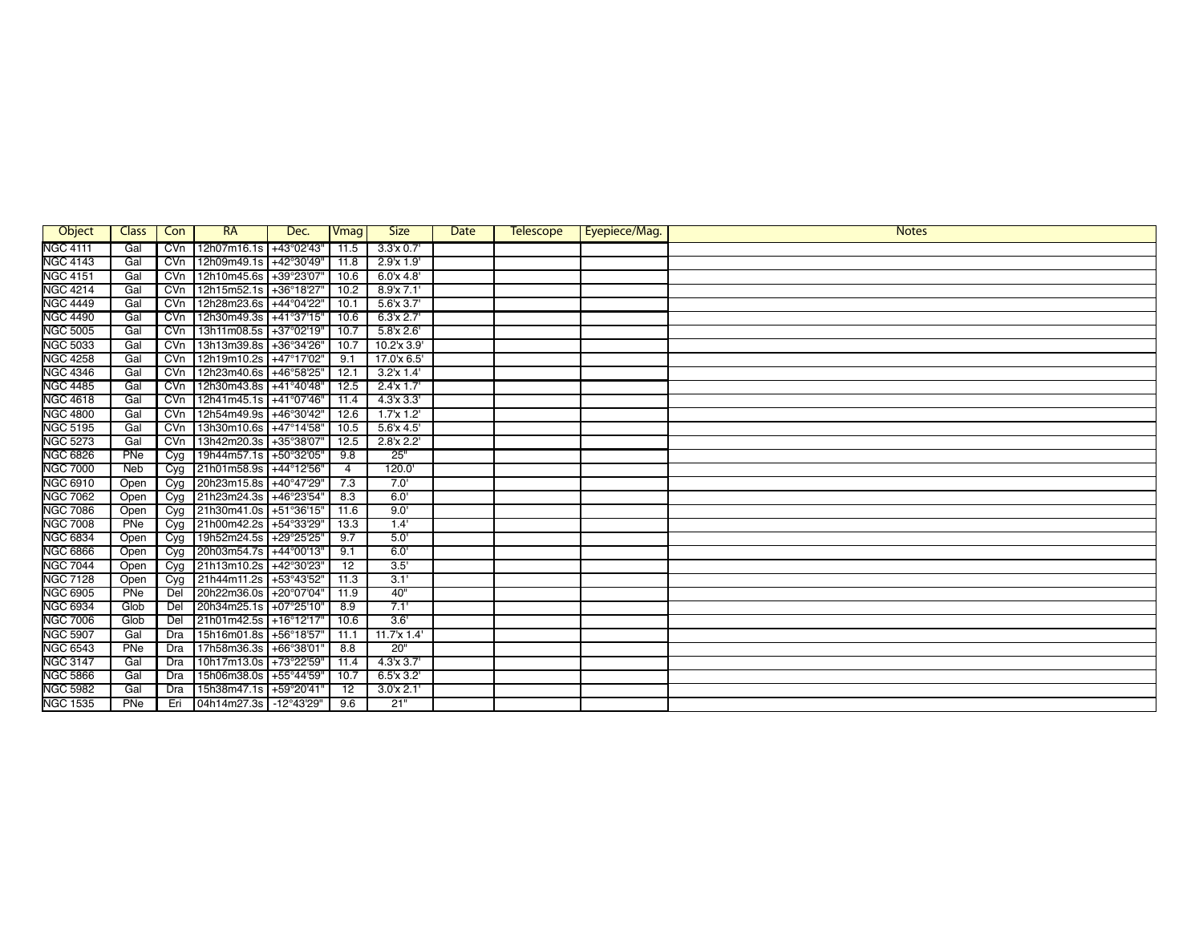| Object | Class | Con | RA | Dec. | Vmag | Size | Date | Telescope | Eyepiece/Mag. | Notes |
|---|---|---|---|---|---|---|---|---|---|---|
| NGC 4111 | Gal | CVn | 12h07m16.1s | +43°02'43" | 11.5 | 3.3'x 0.7' | | | | |
| NGC 4143 | Gal | CVn | 12h09m49.1s | +42°30'49" | 11.8 | 2.9'x 1.9' | | | | |
| NGC 4151 | Gal | CVn | 12h10m45.6s | +39°23'07" | 10.6 | 6.0'x 4.8' | | | | |
| NGC 4214 | Gal | CVn | 12h15m52.1s | +36°18'27" | 10.2 | 8.9'x 7.1' | | | | |
| NGC 4449 | Gal | CVn | 12h28m23.6s | +44°04'22" | 10.1 | 5.6'x 3.7' | | | | |
| NGC 4490 | Gal | CVn | 12h30m49.3s | +41°37'15" | 10.6 | 6.3'x 2.7' | | | | |
| NGC 5005 | Gal | CVn | 13h11m08.5s | +37°02'19" | 10.7 | 5.8'x 2.6' | | | | |
| NGC 5033 | Gal | CVn | 13h13m39.8s | +36°34'26" | 10.7 | 10.2'x 3.9' | | | | |
| NGC 4258 | Gal | CVn | 12h19m10.2s | +47°17'02" | 9.1 | 17.0'x 6.5' | | | | |
| NGC 4346 | Gal | CVn | 12h23m40.6s | +46°58'25" | 12.1 | 3.2'x 1.4' | | | | |
| NGC 4485 | Gal | CVn | 12h30m43.8s | +41°40'48" | 12.5 | 2.4'x 1.7' | | | | |
| NGC 4618 | Gal | CVn | 12h41m45.1s | +41°07'46" | 11.4 | 4.3'x 3.3' | | | | |
| NGC 4800 | Gal | CVn | 12h54m49.9s | +46°30'42" | 12.6 | 1.7'x 1.2' | | | | |
| NGC 5195 | Gal | CVn | 13h30m10.6s | +47°14'58" | 10.5 | 5.6'x 4.5' | | | | |
| NGC 5273 | Gal | CVn | 13h42m20.3s | +35°38'07" | 12.5 | 2.8'x 2.2' | | | | |
| NGC 6826 | PNe | Cyg | 19h44m57.1s | +50°32'05" | 9.8 | 25" | | | | |
| NGC 7000 | Neb | Cyg | 21h01m58.9s | +44°12'56" | 4 | 120.0' | | | | |
| NGC 6910 | Open | Cyg | 20h23m15.8s | +40°47'29" | 7.3 | 7.0' | | | | |
| NGC 7062 | Open | Cyg | 21h23m24.3s | +46°23'54" | 8.3 | 6.0' | | | | |
| NGC 7086 | Open | Cyg | 21h30m41.0s | +51°36'15" | 11.6 | 9.0' | | | | |
| NGC 7008 | PNe | Cyg | 21h00m42.2s | +54°33'29" | 13.3 | 1.4' | | | | |
| NGC 6834 | Open | Cyg | 19h52m24.5s | +29°25'25" | 9.7 | 5.0' | | | | |
| NGC 6866 | Open | Cyg | 20h03m54.7s | +44°00'13" | 9.1 | 6.0' | | | | |
| NGC 7044 | Open | Cyg | 21h13m10.2s | +42°30'23" | 12 | 3.5' | | | | |
| NGC 7128 | Open | Cyg | 21h44m11.2s | +53°43'52" | 11.3 | 3.1' | | | | |
| NGC 6905 | PNe | Del | 20h22m36.0s | +20°07'04" | 11.9 | 40" | | | | |
| NGC 6934 | Glob | Del | 20h34m25.1s | +07°25'10" | 8.9 | 7.1' | | | | |
| NGC 7006 | Glob | Del | 21h01m42.5s | +16°12'17" | 10.6 | 3.6' | | | | |
| NGC 5907 | Gal | Dra | 15h16m01.8s | +56°18'57" | 11.1 | 11.7'x 1.4' | | | | |
| NGC 6543 | PNe | Dra | 17h58m36.3s | +66°38'01" | 8.8 | 20" | | | | |
| NGC 3147 | Gal | Dra | 10h17m13.0s | +73°22'59" | 11.4 | 4.3'x 3.7' | | | | |
| NGC 5866 | Gal | Dra | 15h06m38.0s | +55°44'59" | 10.7 | 6.5'x 3.2' | | | | |
| NGC 5982 | Gal | Dra | 15h38m47.1s | +59°20'41" | 12 | 3.0'x 2.1' | | | | |
| NGC 1535 | PNe | Eri | 04h14m27.3s | -12°43'29" | 9.6 | 21" | | | | |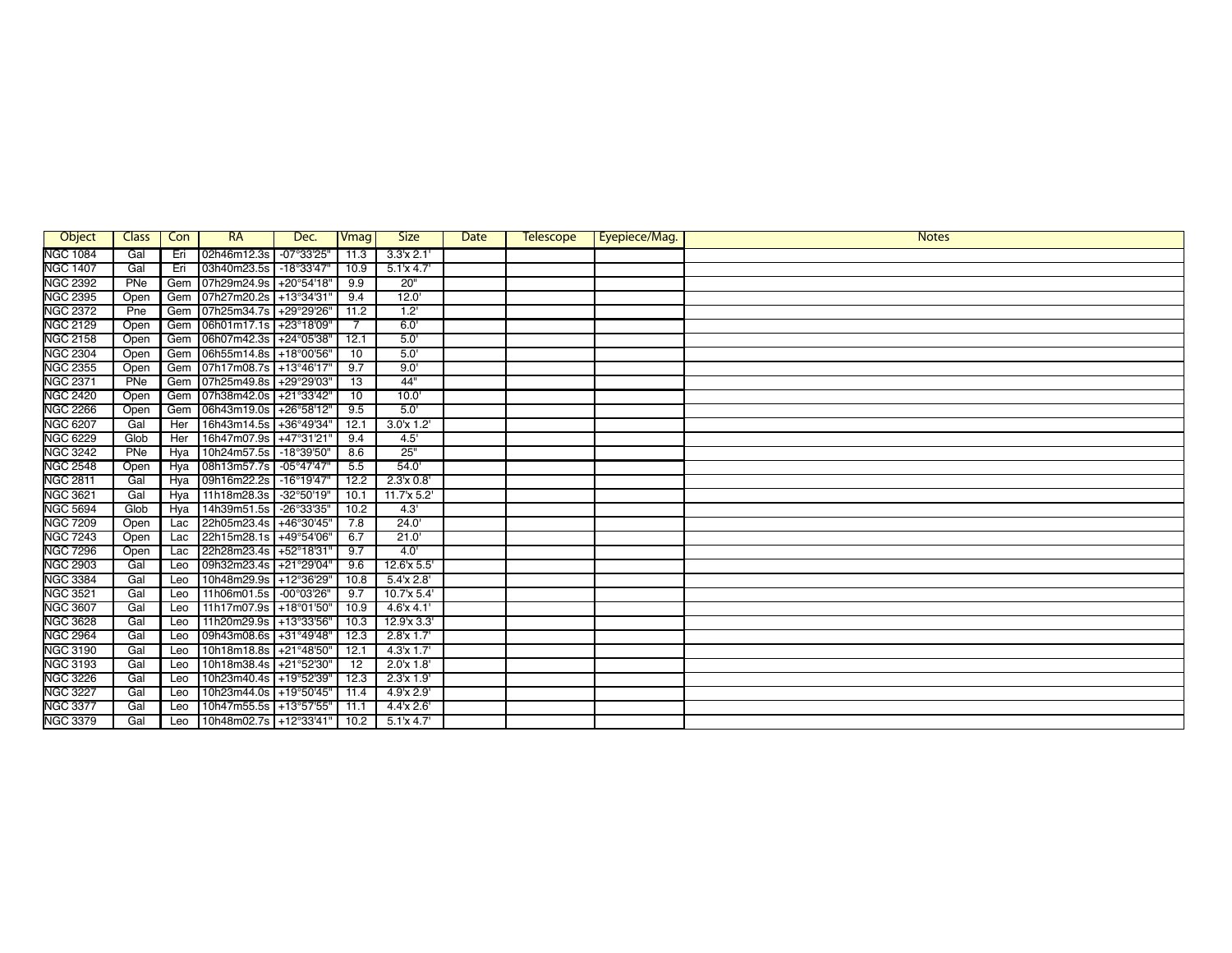| Object | Class | Con | RA | Dec. | Vmag | Size | Date | Telescope | Eyepiece/Mag. | Notes |
|---|---|---|---|---|---|---|---|---|---|---|
| NGC 1084 | Gal | Eri | 02h46m12.3s | -07°33'25" | 11.3 | 3.3'x 2.1' | | | | |
| NGC 1407 | Gal | Eri | 03h40m23.5s | -18°33'47" | 10.9 | 5.1'x 4.7' | | | | |
| NGC 2392 | PNe | Gem | 07h29m24.9s | +20°54'18" | 9.9 | 20" | | | | |
| NGC 2395 | Open | Gem | 07h27m20.2s | +13°34'31" | 9.4 | 12.0' | | | | |
| NGC 2372 | Pne | Gem | 07h25m34.7s | +29°29'26" | 11.2 | 1.2' | | | | |
| NGC 2129 | Open | Gem | 06h01m17.1s | +23°18'09" | 7 | 6.0' | | | | |
| NGC 2158 | Open | Gem | 06h07m42.3s | +24°05'38" | 12.1 | 5.0' | | | | |
| NGC 2304 | Open | Gem | 06h55m14.8s | +18°00'56" | 10 | 5.0' | | | | |
| NGC 2355 | Open | Gem | 07h17m08.7s | +13°46'17" | 9.7 | 9.0' | | | | |
| NGC 2371 | PNe | Gem | 07h25m49.8s | +29°29'03" | 13 | 44" | | | | |
| NGC 2420 | Open | Gem | 07h38m42.0s | +21°33'42" | 10 | 10.0' | | | | |
| NGC 2266 | Open | Gem | 06h43m19.0s | +26°58'12" | 9.5 | 5.0' | | | | |
| NGC 6207 | Gal | Her | 16h43m14.5s | +36°49'34" | 12.1 | 3.0'x 1.2' | | | | |
| NGC 6229 | Glob | Her | 16h47m07.9s | +47°31'21" | 9.4 | 4.5' | | | | |
| NGC 3242 | PNe | Hya | 10h24m57.5s | -18°39'50" | 8.6 | 25" | | | | |
| NGC 2548 | Open | Hya | 08h13m57.7s | -05°47'47" | 5.5 | 54.0' | | | | |
| NGC 2811 | Gal | Hya | 09h16m22.2s | -16°19'47" | 12.2 | 2.3'x 0.8' | | | | |
| NGC 3621 | Gal | Hya | 11h18m28.3s | -32°50'19" | 10.1 | 11.7'x 5.2' | | | | |
| NGC 5694 | Glob | Hya | 14h39m51.5s | -26°33'35" | 10.2 | 4.3' | | | | |
| NGC 7209 | Open | Lac | 22h05m23.4s | +46°30'45" | 7.8 | 24.0' | | | | |
| NGC 7243 | Open | Lac | 22h15m28.1s | +49°54'06" | 6.7 | 21.0' | | | | |
| NGC 7296 | Open | Lac | 22h28m23.4s | +52°18'31" | 9.7 | 4.0' | | | | |
| NGC 2903 | Gal | Leo | 09h32m23.4s | +21°29'04" | 9.6 | 12.6'x 5.5' | | | | |
| NGC 3384 | Gal | Leo | 10h48m29.9s | +12°36'29" | 10.8 | 5.4'x 2.8' | | | | |
| NGC 3521 | Gal | Leo | 11h06m01.5s | -00°03'26" | 9.7 | 10.7'x 5.4' | | | | |
| NGC 3607 | Gal | Leo | 11h17m07.9s | +18°01'50" | 10.9 | 4.6'x 4.1' | | | | |
| NGC 3628 | Gal | Leo | 11h20m29.9s | +13°33'56" | 10.3 | 12.9'x 3.3' | | | | |
| NGC 2964 | Gal | Leo | 09h43m08.6s | +31°49'48" | 12.3 | 2.8'x 1.7' | | | | |
| NGC 3190 | Gal | Leo | 10h18m18.8s | +21°48'50" | 12.1 | 4.3'x 1.7' | | | | |
| NGC 3193 | Gal | Leo | 10h18m38.4s | +21°52'30" | 12 | 2.0'x 1.8' | | | | |
| NGC 3226 | Gal | Leo | 10h23m40.4s | +19°52'39" | 12.3 | 2.3'x 1.9' | | | | |
| NGC 3227 | Gal | Leo | 10h23m44.0s | +19°50'45" | 11.4 | 4.9'x 2.9' | | | | |
| NGC 3377 | Gal | Leo | 10h47m55.5s | +13°57'55" | 11.1 | 4.4'x 2.6' | | | | |
| NGC 3379 | Gal | Leo | 10h48m02.7s | +12°33'41" | 10.2 | 5.1'x 4.7' | | | | |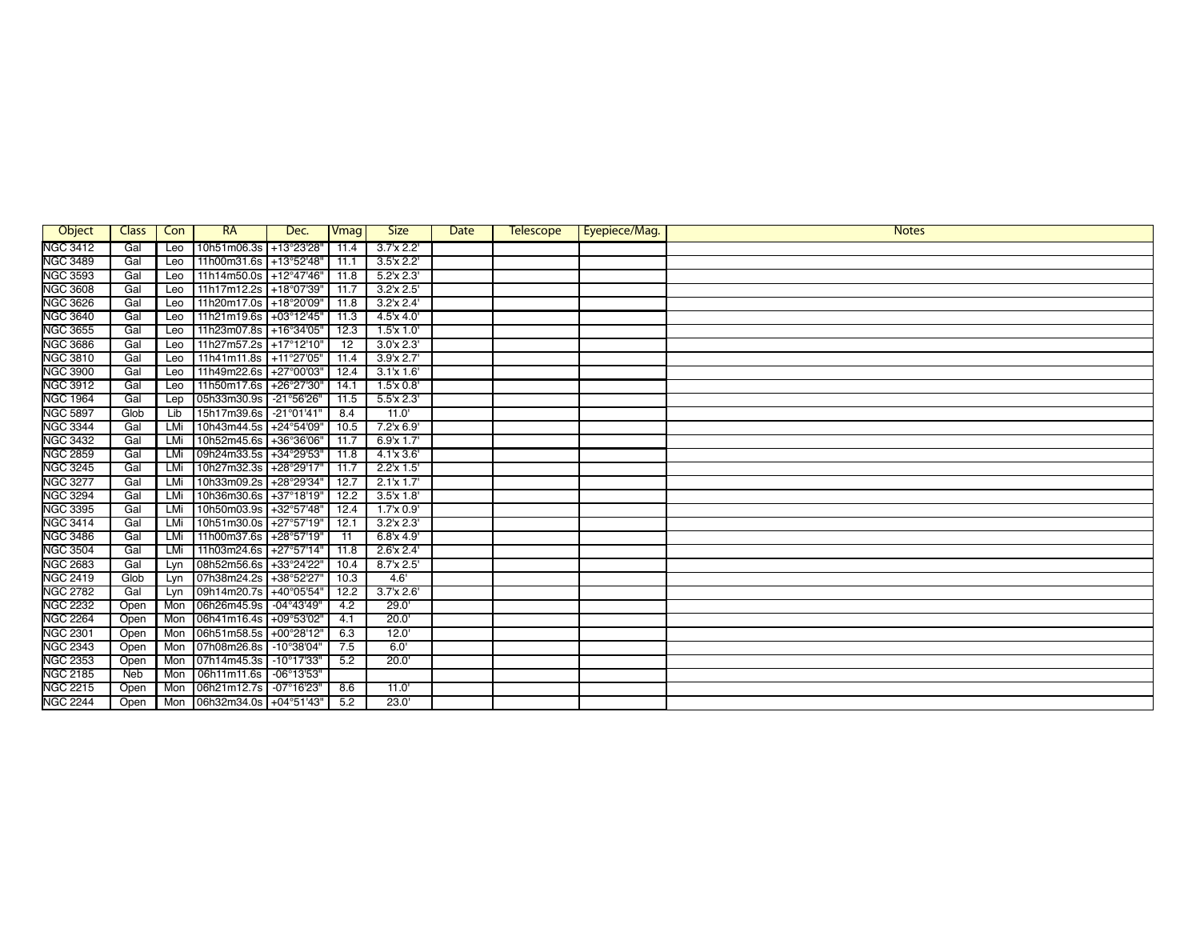| Object | Class | Con | RA | Dec. | Vmag | Size | Date | Telescope | Eyepiece/Mag. | Notes |
|---|---|---|---|---|---|---|---|---|---|---|
| NGC 3412 | Gal | Leo | 10h51m06.3s | +13°23'28" | 11.4 | 3.7'x 2.2' | | | | |
| NGC 3489 | Gal | Leo | 11h00m31.6s | +13°52'48" | 11.1 | 3.5'x 2.2' | | | | |
| NGC 3593 | Gal | Leo | 11h14m50.0s | +12°47'46" | 11.8 | 5.2'x 2.3' | | | | |
| NGC 3608 | Gal | Leo | 11h17m12.2s | +18°07'39" | 11.7 | 3.2'x 2.5' | | | | |
| NGC 3626 | Gal | Leo | 11h20m17.0s | +18°20'09" | 11.8 | 3.2'x 2.4' | | | | |
| NGC 3640 | Gal | Leo | 11h21m19.6s | +03°12'45" | 11.3 | 4.5'x 4.0' | | | | |
| NGC 3655 | Gal | Leo | 11h23m07.8s | +16°34'05" | 12.3 | 1.5'x 1.0' | | | | |
| NGC 3686 | Gal | Leo | 11h27m57.2s | +17°12'10" | 12 | 3.0'x 2.3' | | | | |
| NGC 3810 | Gal | Leo | 11h41m11.8s | +11°27'05" | 11.4 | 3.9'x 2.7' | | | | |
| NGC 3900 | Gal | Leo | 11h49m22.6s | +27°00'03" | 12.4 | 3.1'x 1.6' | | | | |
| NGC 3912 | Gal | Leo | 11h50m17.6s | +26°27'30" | 14.1 | 1.5'x 0.8' | | | | |
| NGC 1964 | Gal | Lep | 05h33m30.9s | -21°56'26" | 11.5 | 5.5'x 2.3' | | | | |
| NGC 5897 | Glob | Lib | 15h17m39.6s | -21°01'41" | 8.4 | 11.0' | | | | |
| NGC 3344 | Gal | LMi | 10h43m44.5s | +24°54'09" | 10.5 | 7.2'x 6.9' | | | | |
| NGC 3432 | Gal | LMi | 10h52m45.6s | +36°36'06" | 11.7 | 6.9'x 1.7' | | | | |
| NGC 2859 | Gal | LMi | 09h24m33.5s | +34°29'53" | 11.8 | 4.1'x 3.6' | | | | |
| NGC 3245 | Gal | LMi | 10h27m32.3s | +28°29'17" | 11.7 | 2.2'x 1.5' | | | | |
| NGC 3277 | Gal | LMi | 10h33m09.2s | +28°29'34" | 12.7 | 2.1'x 1.7' | | | | |
| NGC 3294 | Gal | LMi | 10h36m30.6s | +37°18'19" | 12.2 | 3.5'x 1.8' | | | | |
| NGC 3395 | Gal | LMi | 10h50m03.9s | +32°57'48" | 12.4 | 1.7'x 0.9' | | | | |
| NGC 3414 | Gal | LMi | 10h51m30.0s | +27°57'19" | 12.1 | 3.2'x 2.3' | | | | |
| NGC 3486 | Gal | LMi | 11h00m37.6s | +28°57'19" | 11 | 6.8'x 4.9' | | | | |
| NGC 3504 | Gal | LMi | 11h03m24.6s | +27°57'14" | 11.8 | 2.6'x 2.4' | | | | |
| NGC 2683 | Gal | Lyn | 08h52m56.6s | +33°24'22" | 10.4 | 8.7'x 2.5' | | | | |
| NGC 2419 | Glob | Lyn | 07h38m24.2s | +38°52'27" | 10.3 | 4.6' | | | | |
| NGC 2782 | Gal | Lyn | 09h14m20.7s | +40°05'54" | 12.2 | 3.7'x 2.6' | | | | |
| NGC 2232 | Open | Mon | 06h26m45.9s | -04°43'49" | 4.2 | 29.0' | | | | |
| NGC 2264 | Open | Mon | 06h41m16.4s | +09°53'02" | 4.1 | 20.0' | | | | |
| NGC 2301 | Open | Mon | 06h51m58.5s | +00°28'12" | 6.3 | 12.0' | | | | |
| NGC 2343 | Open | Mon | 07h08m26.8s | -10°38'04" | 7.5 | 6.0' | | | | |
| NGC 2353 | Open | Mon | 07h14m45.3s | -10°17'33" | 5.2 | 20.0' | | | | |
| NGC 2185 | Neb | Mon | 06h11m11.6s | -06°13'53" | | | | | | |
| NGC 2215 | Open | Mon | 06h21m12.7s | -07°16'23" | 8.6 | 11.0' | | | | |
| NGC 2244 | Open | Mon | 06h32m34.0s | +04°51'43" | 5.2 | 23.0' | | | | |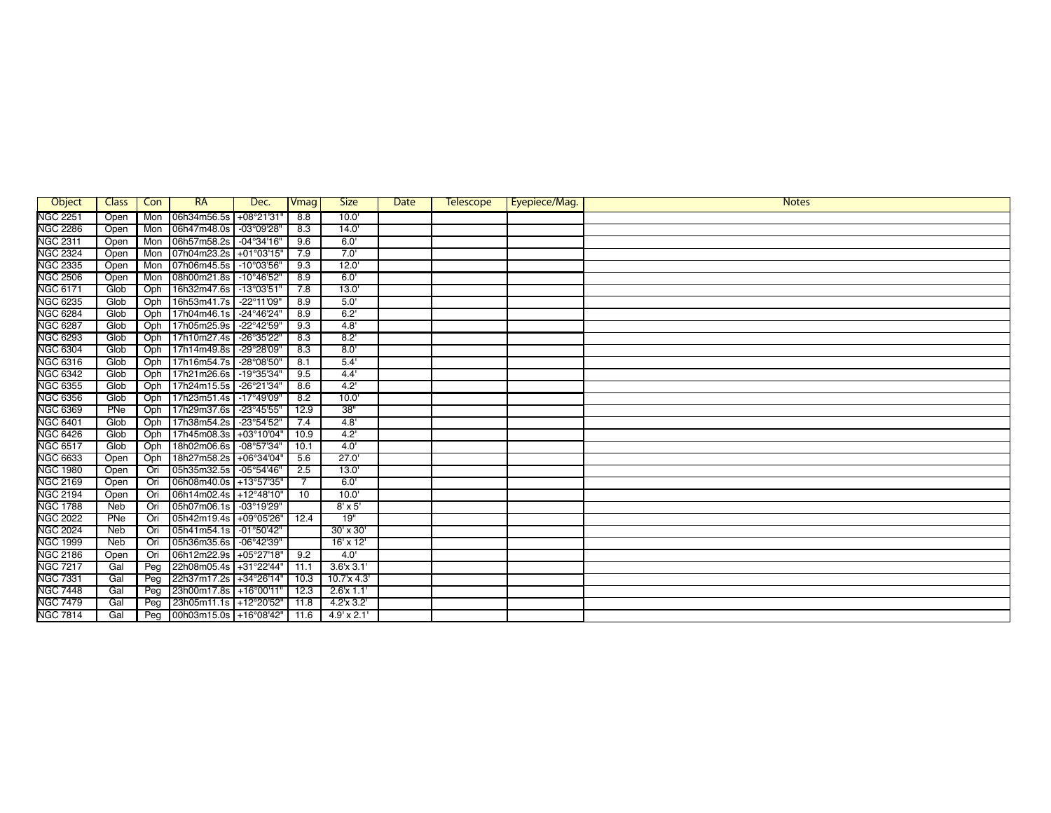| Object | Class | Con | RA | Dec. | Vmag | Size | Date | Telescope | Eyepiece/Mag. | Notes |
|---|---|---|---|---|---|---|---|---|---|---|
| NGC 2251 | Open | Mon | 06h34m56.5s | +08°21'31" | 8.8 | 10.0' | | | | |
| NGC 2286 | Open | Mon | 06h47m48.0s | -03°09'28" | 8.3 | 14.0' | | | | |
| NGC 2311 | Open | Mon | 06h57m58.2s | -04°34'16" | 9.6 | 6.0' | | | | |
| NGC 2324 | Open | Mon | 07h04m23.2s | +01°03'15" | 7.9 | 7.0' | | | | |
| NGC 2335 | Open | Mon | 07h06m45.5s | -10°03'56" | 9.3 | 12.0' | | | | |
| NGC 2506 | Open | Mon | 08h00m21.8s | -10°46'52" | 8.9 | 6.0' | | | | |
| NGC 6171 | Glob | Oph | 16h32m47.6s | -13°03'51" | 7.8 | 13.0' | | | | |
| NGC 6235 | Glob | Oph | 16h53m41.7s | -22°11'09" | 8.9 | 5.0' | | | | |
| NGC 6284 | Glob | Oph | 17h04m46.1s | -24°46'24" | 8.9 | 6.2' | | | | |
| NGC 6287 | Glob | Oph | 17h05m25.9s | -22°42'59" | 9.3 | 4.8' | | | | |
| NGC 6293 | Glob | Oph | 17h10m27.4s | -26°35'22" | 8.3 | 8.2' | | | | |
| NGC 6304 | Glob | Oph | 17h14m49.8s | -29°28'09" | 8.3 | 8.0' | | | | |
| NGC 6316 | Glob | Oph | 17h16m54.7s | -28°08'50" | 8.1 | 5.4' | | | | |
| NGC 6342 | Glob | Oph | 17h21m26.6s | -19°35'34" | 9.5 | 4.4' | | | | |
| NGC 6355 | Glob | Oph | 17h24m15.5s | -26°21'34" | 8.6 | 4.2' | | | | |
| NGC 6356 | Glob | Oph | 17h23m51.4s | -17°49'09" | 8.2 | 10.0' | | | | |
| NGC 6369 | PNe | Oph | 17h29m37.6s | -23°45'55" | 12.9 | 38" | | | | |
| NGC 6401 | Glob | Oph | 17h38m54.2s | -23°54'52" | 7.4 | 4.8' | | | | |
| NGC 6426 | Glob | Oph | 17h45m08.3s | +03°10'04" | 10.9 | 4.2' | | | | |
| NGC 6517 | Glob | Oph | 18h02m06.6s | -08°57'34" | 10.1 | 4.0' | | | | |
| NGC 6633 | Open | Oph | 18h27m58.2s | +06°34'04" | 5.6 | 27.0' | | | | |
| NGC 1980 | Open | Ori | 05h35m32.5s | -05°54'46" | 2.5 | 13.0' | | | | |
| NGC 2169 | Open | Ori | 06h08m40.0s | +13°57'35" | 7 | 6.0' | | | | |
| NGC 2194 | Open | Ori | 06h14m02.4s | +12°48'10" | 10 | 10.0' | | | | |
| NGC 1788 | Neb | Ori | 05h07m06.1s | -03°19'29" | | 8' x 5' | | | | |
| NGC 2022 | PNe | Ori | 05h42m19.4s | +09°05'26" | 12.4 | 19" | | | | |
| NGC 2024 | Neb | Ori | 05h41m54.1s | -01°50'42" | | 30' x 30' | | | | |
| NGC 1999 | Neb | Ori | 05h36m35.6s | -06°42'39" | | 16' x 12' | | | | |
| NGC 2186 | Open | Ori | 06h12m22.9s | +05°27'18" | 9.2 | 4.0' | | | | |
| NGC 7217 | Gal | Peg | 22h08m05.4s | +31°22'44" | 11.1 | 3.6'x 3.1' | | | | |
| NGC 7331 | Gal | Peg | 22h37m17.2s | +34°26'14" | 10.3 | 10.7'x 4.3' | | | | |
| NGC 7448 | Gal | Peg | 23h00m17.8s | +16°00'11" | 12.3 | 2.6'x 1.1' | | | | |
| NGC 7479 | Gal | Peg | 23h05m11.1s | +12°20'52" | 11.8 | 4.2'x 3.2' | | | | |
| NGC 7814 | Gal | Peg | 00h03m15.0s | +16°08'42" | 11.6 | 4.9' x 2.1' | | | | |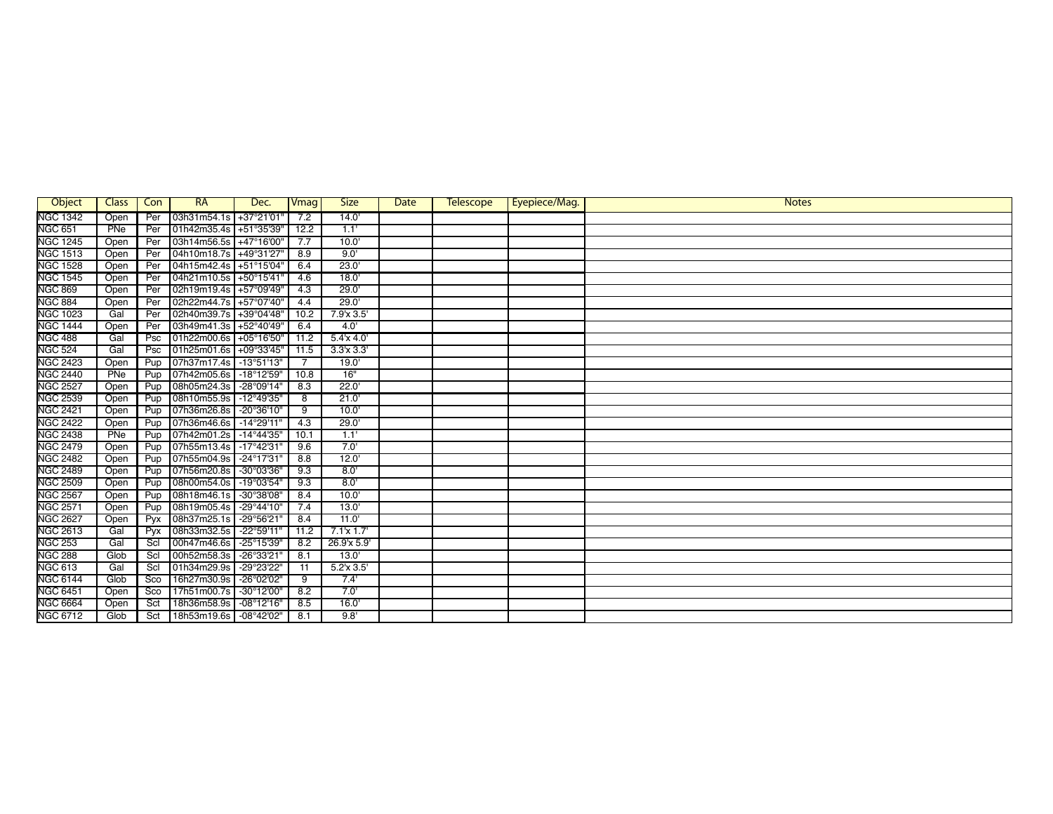| Object | Class | Con | RA | Dec. | Vmag | Size | Date | Telescope | Eyepiece/Mag. | Notes |
|---|---|---|---|---|---|---|---|---|---|---|
| NGC 1342 | Open | Per | 03h31m54.1s | +37°21'01" | 7.2 | 14.0' | | | | |
| NGC 651 | PNe | Per | 01h42m35.4s | +51°35'39" | 12.2 | 1.1' | | | | |
| NGC 1245 | Open | Per | 03h14m56.5s | +47°16'00" | 7.7 | 10.0' | | | | |
| NGC 1513 | Open | Per | 04h10m18.7s | +49°31'27" | 8.9 | 9.0' | | | | |
| NGC 1528 | Open | Per | 04h15m42.4s | +51°15'04" | 6.4 | 23.0' | | | | |
| NGC 1545 | Open | Per | 04h21m10.5s | +50°15'41" | 4.6 | 18.0' | | | | |
| NGC 869 | Open | Per | 02h19m19.4s | +57°09'49" | 4.3 | 29.0' | | | | |
| NGC 884 | Open | Per | 02h22m44.7s | +57°07'40" | 4.4 | 29.0' | | | | |
| NGC 1023 | Gal | Per | 02h40m39.7s | +39°04'48" | 10.2 | 7.9'x 3.5' | | | | |
| NGC 1444 | Open | Per | 03h49m41.3s | +52°40'49" | 6.4 | 4.0' | | | | |
| NGC 488 | Gal | Psc | 01h22m00.6s | +05°16'50" | 11.2 | 5.4'x 4.0' | | | | |
| NGC 524 | Gal | Psc | 01h25m01.6s | +09°33'45" | 11.5 | 3.3'x 3.3' | | | | |
| NGC 2423 | Open | Pup | 07h37m17.4s | -13°51'13" | 7 | 19.0' | | | | |
| NGC 2440 | PNe | Pup | 07h42m05.6s | -18°12'59" | 10.8 | 16" | | | | |
| NGC 2527 | Open | Pup | 08h05m24.3s | -28°09'14" | 8.3 | 22.0' | | | | |
| NGC 2539 | Open | Pup | 08h10m55.9s | -12°49'35" | 8 | 21.0' | | | | |
| NGC 2421 | Open | Pup | 07h36m26.8s | -20°36'10" | 9 | 10.0' | | | | |
| NGC 2422 | Open | Pup | 07h36m46.6s | -14°29'11" | 4.3 | 29.0' | | | | |
| NGC 2438 | PNe | Pup | 07h42m01.2s | -14°44'35" | 10.1 | 1.1' | | | | |
| NGC 2479 | Open | Pup | 07h55m13.4s | -17°42'31" | 9.6 | 7.0' | | | | |
| NGC 2482 | Open | Pup | 07h55m04.9s | -24°17'31" | 8.8 | 12.0' | | | | |
| NGC 2489 | Open | Pup | 07h56m20.8s | -30°03'36" | 9.3 | 8.0' | | | | |
| NGC 2509 | Open | Pup | 08h00m54.0s | -19°03'54" | 9.3 | 8.0' | | | | |
| NGC 2567 | Open | Pup | 08h18m46.1s | -30°38'08" | 8.4 | 10.0' | | | | |
| NGC 2571 | Open | Pup | 08h19m05.4s | -29°44'10" | 7.4 | 13.0' | | | | |
| NGC 2627 | Open | Pyx | 08h37m25.1s | -29°56'21" | 8.4 | 11.0' | | | | |
| NGC 2613 | Gal | Pyx | 08h33m32.5s | -22°59'11" | 11.2 | 7.1'x 1.7' | | | | |
| NGC 253 | Gal | Scl | 00h47m46.6s | -25°15'39" | 8.2 | 26.9'x 5.9' | | | | |
| NGC 288 | Glob | Scl | 00h52m58.3s | -26°33'21" | 8.1 | 13.0' | | | | |
| NGC 613 | Gal | Scl | 01h34m29.9s | -29°23'22" | 11 | 5.2'x 3.5' | | | | |
| NGC 6144 | Glob | Sco | 16h27m30.9s | -26°02'02" | 9 | 7.4' | | | | |
| NGC 6451 | Open | Sco | 17h51m00.7s | -30°12'00" | 8.2 | 7.0' | | | | |
| NGC 6664 | Open | Sct | 18h36m58.9s | -08°12'16" | 8.5 | 16.0' | | | | |
| NGC 6712 | Glob | Sct | 18h53m19.6s | -08°42'02" | 8.1 | 9.8' | | | | |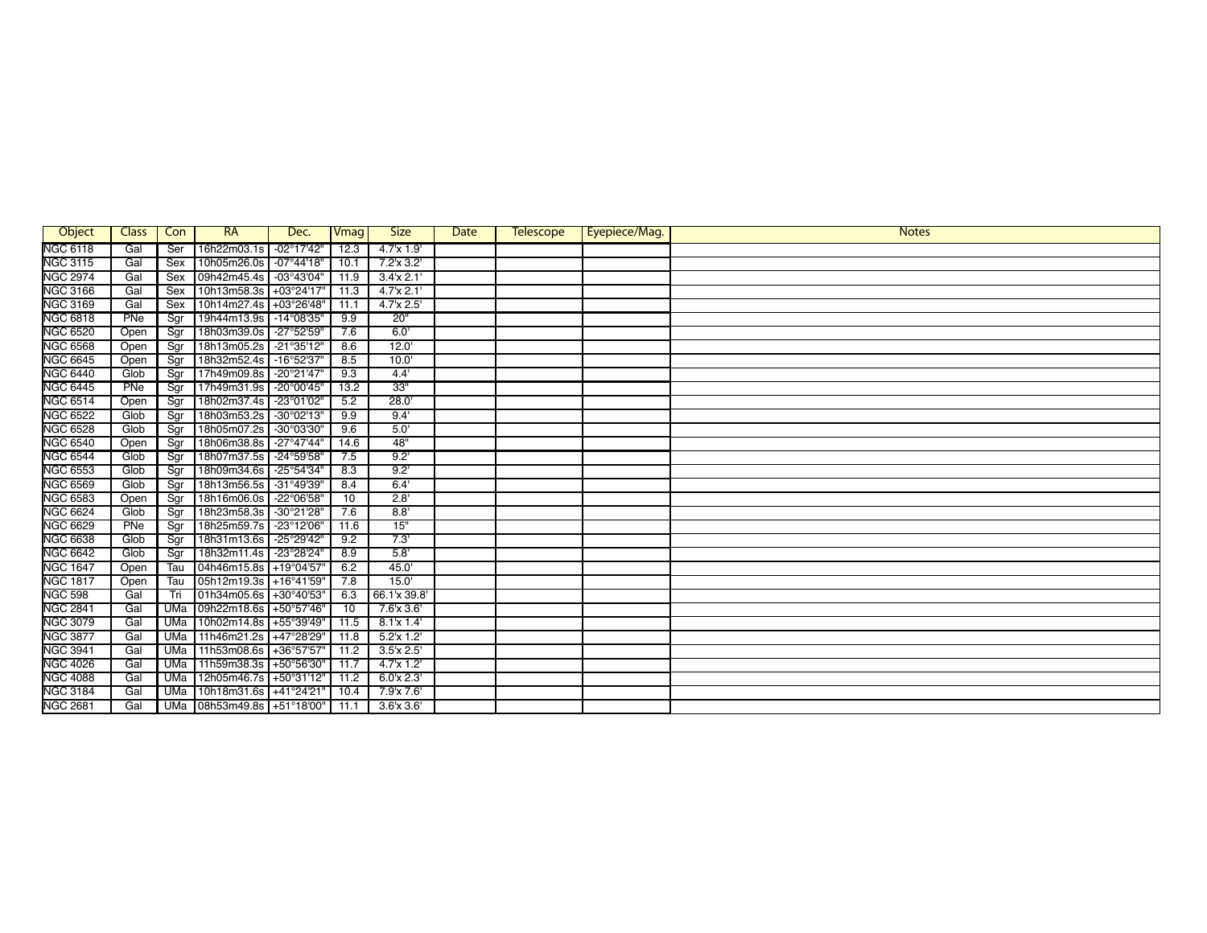| Object | Class | Con | RA | Dec. | Vmag | Size | Date | Telescope | Eyepiece/Mag. | Notes |
|---|---|---|---|---|---|---|---|---|---|---|
| NGC 6118 | Gal | Ser | 16h22m03.1s | -02°17'42" | 12.3 | 4.7'x 1.9' | | | | |
| NGC 3115 | Gal | Sex | 10h05m26.0s | -07°44'18" | 10.1 | 7.2'x 3.2' | | | | |
| NGC 2974 | Gal | Sex | 09h42m45.4s | -03°43'04" | 11.9 | 3.4'x 2.1' | | | | |
| NGC 3166 | Gal | Sex | 10h13m58.3s | +03°24'17" | 11.3 | 4.7'x 2.1' | | | | |
| NGC 3169 | Gal | Sex | 10h14m27.4s | +03°26'48" | 11.1 | 4.7'x 2.5' | | | | |
| NGC 6818 | PNe | Sgr | 19h44m13.9s | -14°08'35" | 9.9 | 20" | | | | |
| NGC 6520 | Open | Sgr | 18h03m39.0s | -27°52'59" | 7.6 | 6.0' | | | | |
| NGC 6568 | Open | Sgr | 18h13m05.2s | -21°35'12" | 8.6 | 12.0' | | | | |
| NGC 6645 | Open | Sgr | 18h32m52.4s | -16°52'37" | 8.5 | 10.0' | | | | |
| NGC 6440 | Glob | Sgr | 17h49m09.8s | -20°21'47" | 9.3 | 4.4' | | | | |
| NGC 6445 | PNe | Sgr | 17h49m31.9s | -20°00'45" | 13.2 | 33" | | | | |
| NGC 6514 | Open | Sgr | 18h02m37.4s | -23°01'02" | 5.2 | 28.0' | | | | |
| NGC 6522 | Glob | Sgr | 18h03m53.2s | -30°02'13" | 9.9 | 9.4' | | | | |
| NGC 6528 | Glob | Sgr | 18h05m07.2s | -30°03'30" | 9.6 | 5.0' | | | | |
| NGC 6540 | Open | Sgr | 18h06m38.8s | -27°47'44" | 14.6 | 48" | | | | |
| NGC 6544 | Glob | Sgr | 18h07m37.5s | -24°59'58" | 7.5 | 9.2' | | | | |
| NGC 6553 | Glob | Sgr | 18h09m34.6s | -25°54'34" | 8.3 | 9.2' | | | | |
| NGC 6569 | Glob | Sgr | 18h13m56.5s | -31°49'39" | 8.4 | 6.4' | | | | |
| NGC 6583 | Open | Sgr | 18h16m06.0s | -22°06'58" | 10 | 2.8' | | | | |
| NGC 6624 | Glob | Sgr | 18h23m58.3s | -30°21'28" | 7.6 | 8.8' | | | | |
| NGC 6629 | PNe | Sgr | 18h25m59.7s | -23°12'06" | 11.6 | 15" | | | | |
| NGC 6638 | Glob | Sgr | 18h31m13.6s | -25°29'42" | 9.2 | 7.3' | | | | |
| NGC 6642 | Glob | Sgr | 18h32m11.4s | -23°28'24" | 8.9 | 5.8' | | | | |
| NGC 1647 | Open | Tau | 04h46m15.8s | +19°04'57" | 6.2 | 45.0' | | | | |
| NGC 1817 | Open | Tau | 05h12m19.3s | +16°41'59" | 7.8 | 15.0' | | | | |
| NGC 598 | Gal | Tri | 01h34m05.6s | +30°40'53" | 6.3 | 66.1'x 39.8' | | | | |
| NGC 2841 | Gal | UMa | 09h22m18.6s | +50°57'46" | 10 | 7.6'x 3.6' | | | | |
| NGC 3079 | Gal | UMa | 10h02m14.8s | +55°39'49" | 11.5 | 8.1'x 1.4' | | | | |
| NGC 3877 | Gal | UMa | 11h46m21.2s | +47°28'29" | 11.8 | 5.2'x 1.2' | | | | |
| NGC 3941 | Gal | UMa | 11h53m08.6s | +36°57'57" | 11.2 | 3.5'x 2.5' | | | | |
| NGC 4026 | Gal | UMa | 11h59m38.3s | +50°56'30" | 11.7 | 4.7'x 1.2' | | | | |
| NGC 4088 | Gal | UMa | 12h05m46.7s | +50°31'12" | 11.2 | 6.0'x 2.3' | | | | |
| NGC 3184 | Gal | UMa | 10h18m31.6s | +41°24'21" | 10.4 | 7.9'x 7.6' | | | | |
| NGC 2681 | Gal | UMa | 08h53m49.8s | +51°18'00" | 11.1 | 3.6'x 3.6' | | | | |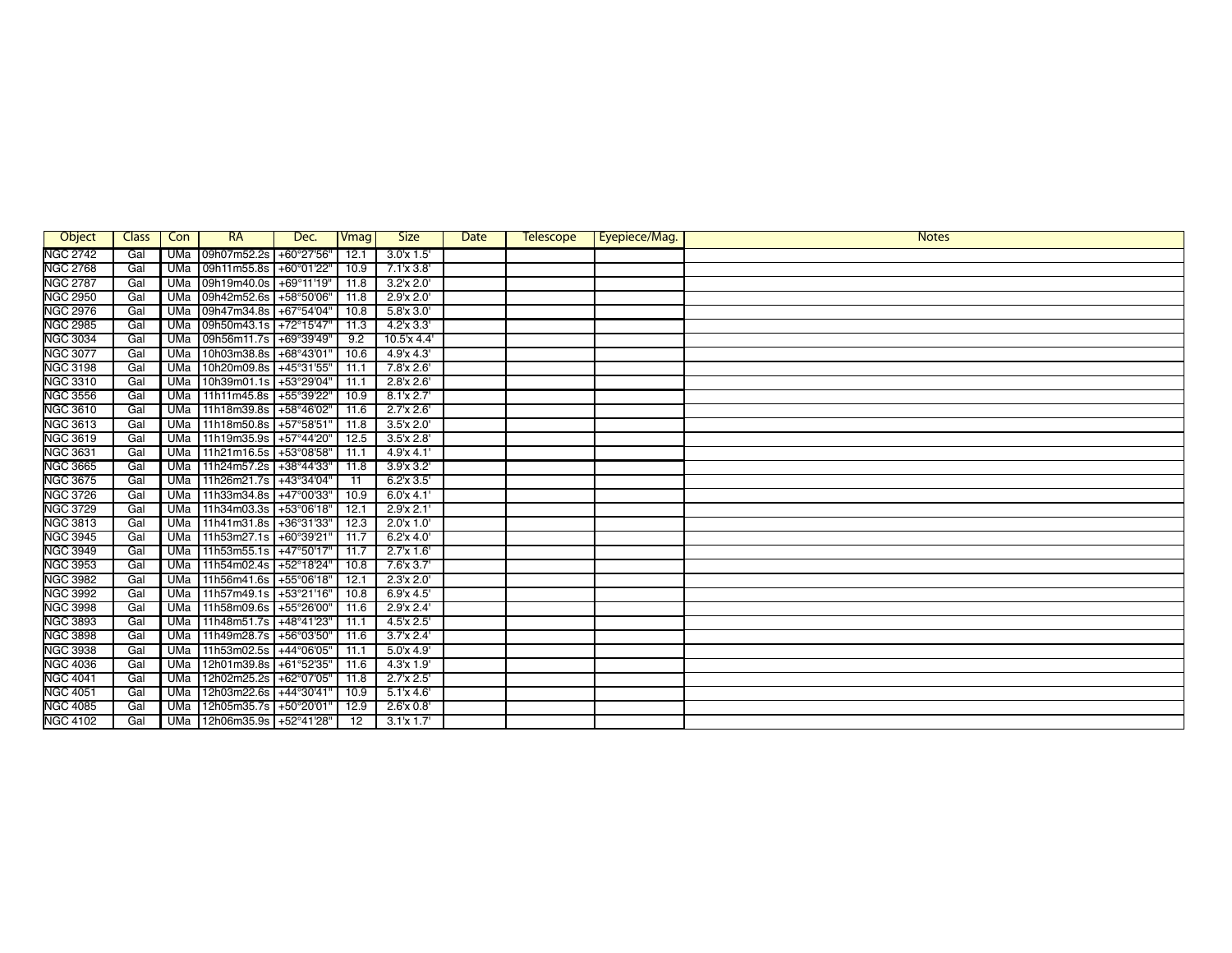| Object | Class | Con | RA | Dec. | Vmag | Size | Date | Telescope | Eyepiece/Mag. | Notes |
|---|---|---|---|---|---|---|---|---|---|---|
| NGC 2742 | Gal | UMa | 09h07m52.2s | +60°27'56" | 12.1 | 3.0'x 1.5' | | | | |
| NGC 2768 | Gal | UMa | 09h11m55.8s | +60°01'22" | 10.9 | 7.1'x 3.8' | | | | |
| NGC 2787 | Gal | UMa | 09h19m40.0s | +69°11'19" | 11.8 | 3.2'x 2.0' | | | | |
| NGC 2950 | Gal | UMa | 09h42m52.6s | +58°50'06" | 11.8 | 2.9'x 2.0' | | | | |
| NGC 2976 | Gal | UMa | 09h47m34.8s | +67°54'04" | 10.8 | 5.8'x 3.0' | | | | |
| NGC 2985 | Gal | UMa | 09h50m43.1s | +72°15'47" | 11.3 | 4.2'x 3.3' | | | | |
| NGC 3034 | Gal | UMa | 09h56m11.7s | +69°39'49" | 9.2 | 10.5'x 4.4' | | | | |
| NGC 3077 | Gal | UMa | 10h03m38.8s | +68°43'01" | 10.6 | 4.9'x 4.3' | | | | |
| NGC 3198 | Gal | UMa | 10h20m09.8s | +45°31'55" | 11.1 | 7.8'x 2.6' | | | | |
| NGC 3310 | Gal | UMa | 10h39m01.1s | +53°29'04" | 11.1 | 2.8'x 2.6' | | | | |
| NGC 3556 | Gal | UMa | 11h11m45.8s | +55°39'22" | 10.9 | 8.1'x 2.7' | | | | |
| NGC 3610 | Gal | UMa | 11h18m39.8s | +58°46'02" | 11.6 | 2.7'x 2.6' | | | | |
| NGC 3613 | Gal | UMa | 11h18m50.8s | +57°58'51" | 11.8 | 3.5'x 2.0' | | | | |
| NGC 3619 | Gal | UMa | 11h19m35.9s | +57°44'20" | 12.5 | 3.5'x 2.8' | | | | |
| NGC 3631 | Gal | UMa | 11h21m16.5s | +53°08'58" | 11.1 | 4.9'x 4.1' | | | | |
| NGC 3665 | Gal | UMa | 11h24m57.2s | +38°44'33" | 11.8 | 3.9'x 3.2' | | | | |
| NGC 3675 | Gal | UMa | 11h26m21.7s | +43°34'04" | 11 | 6.2'x 3.5' | | | | |
| NGC 3726 | Gal | UMa | 11h33m34.8s | +47°00'33" | 10.9 | 6.0'x 4.1' | | | | |
| NGC 3729 | Gal | UMa | 11h34m03.3s | +53°06'18" | 12.1 | 2.9'x 2.1' | | | | |
| NGC 3813 | Gal | UMa | 11h41m31.8s | +36°31'33" | 12.3 | 2.0'x 1.0' | | | | |
| NGC 3945 | Gal | UMa | 11h53m27.1s | +60°39'21" | 11.7 | 6.2'x 4.0' | | | | |
| NGC 3949 | Gal | UMa | 11h53m55.1s | +47°50'17" | 11.7 | 2.7'x 1.6' | | | | |
| NGC 3953 | Gal | UMa | 11h54m02.4s | +52°18'24" | 10.8 | 7.6'x 3.7' | | | | |
| NGC 3982 | Gal | UMa | 11h56m41.6s | +55°06'18" | 12.1 | 2.3'x 2.0' | | | | |
| NGC 3992 | Gal | UMa | 11h57m49.1s | +53°21'16" | 10.8 | 6.9'x 4.5' | | | | |
| NGC 3998 | Gal | UMa | 11h58m09.6s | +55°26'00" | 11.6 | 2.9'x 2.4' | | | | |
| NGC 3893 | Gal | UMa | 11h48m51.7s | +48°41'23" | 11.1 | 4.5'x 2.5' | | | | |
| NGC 3898 | Gal | UMa | 11h49m28.7s | +56°03'50" | 11.6 | 3.7'x 2.4' | | | | |
| NGC 3938 | Gal | UMa | 11h53m02.5s | +44°06'05" | 11.1 | 5.0'x 4.9' | | | | |
| NGC 4036 | Gal | UMa | 12h01m39.8s | +61°52'35" | 11.6 | 4.3'x 1.9' | | | | |
| NGC 4041 | Gal | UMa | 12h02m25.2s | +62°07'05" | 11.8 | 2.7'x 2.5' | | | | |
| NGC 4051 | Gal | UMa | 12h03m22.6s | +44°30'41" | 10.9 | 5.1'x 4.6' | | | | |
| NGC 4085 | Gal | UMa | 12h05m35.7s | +50°20'01" | 12.9 | 2.6'x 0.8' | | | | |
| NGC 4102 | Gal | UMa | 12h06m35.9s | +52°41'28" | 12 | 3.1'x 1.7' | | | | |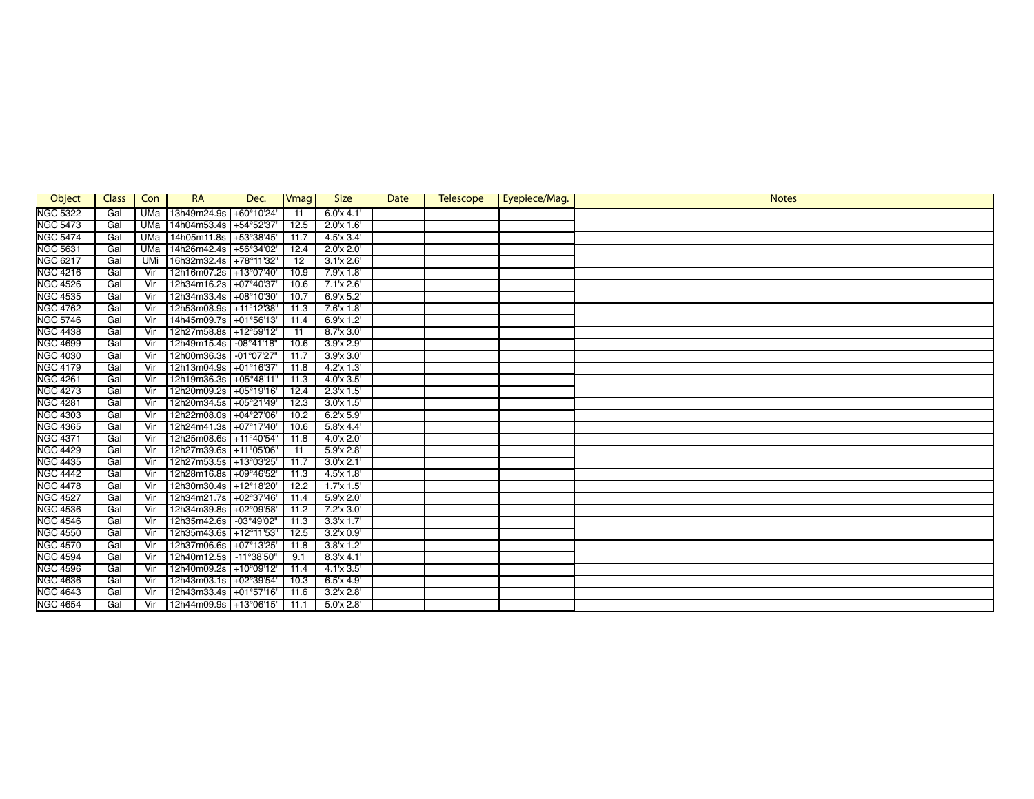| Object | Class | Con | RA | Dec. | Vmag | Size | Date | Telescope | Eyepiece/Mag. | Notes |
|---|---|---|---|---|---|---|---|---|---|---|
| NGC 5322 | Gal | UMa | 13h49m24.9s | +60°10'24" | 11 | 6.0'x 4.1' | | | | |
| NGC 5473 | Gal | UMa | 14h04m53.4s | +54°52'37" | 12.5 | 2.0'x 1.6' | | | | |
| NGC 5474 | Gal | UMa | 14h05m11.8s | +53°38'45" | 11.7 | 4.5'x 3.4' | | | | |
| NGC 5631 | Gal | UMa | 14h26m42.4s | +56°34'02" | 12.4 | 2.0'x 2.0' | | | | |
| NGC 6217 | Gal | UMi | 16h32m32.4s | +78°11'32" | 12 | 3.1'x 2.6' | | | | |
| NGC 4216 | Gal | Vir | 12h16m07.2s | +13°07'40" | 10.9 | 7.9'x 1.8' | | | | |
| NGC 4526 | Gal | Vir | 12h34m16.2s | +07°40'37" | 10.6 | 7.1'x 2.6' | | | | |
| NGC 4535 | Gal | Vir | 12h34m33.4s | +08°10'30" | 10.7 | 6.9'x 5.2' | | | | |
| NGC 4762 | Gal | Vir | 12h53m08.9s | +11°12'38" | 11.3 | 7.6'x 1.8' | | | | |
| NGC 5746 | Gal | Vir | 14h45m09.7s | +01°56'13" | 11.4 | 6.9'x 1.2' | | | | |
| NGC 4438 | Gal | Vir | 12h27m58.8s | +12°59'12" | 11 | 8.7'x 3.0' | | | | |
| NGC 4699 | Gal | Vir | 12h49m15.4s | -08°41'18" | 10.6 | 3.9'x 2.9' | | | | |
| NGC 4030 | Gal | Vir | 12h00m36.3s | -01°07'27" | 11.7 | 3.9'x 3.0' | | | | |
| NGC 4179 | Gal | Vir | 12h13m04.9s | +01°16'37" | 11.8 | 4.2'x 1.3' | | | | |
| NGC 4261 | Gal | Vir | 12h19m36.3s | +05°48'11" | 11.3 | 4.0'x 3.5' | | | | |
| NGC 4273 | Gal | Vir | 12h20m09.2s | +05°19'16" | 12.4 | 2.3'x 1.5' | | | | |
| NGC 4281 | Gal | Vir | 12h20m34.5s | +05°21'49" | 12.3 | 3.0'x 1.5' | | | | |
| NGC 4303 | Gal | Vir | 12h22m08.0s | +04°27'06" | 10.2 | 6.2'x 5.9' | | | | |
| NGC 4365 | Gal | Vir | 12h24m41.3s | +07°17'40" | 10.6 | 5.8'x 4.4' | | | | |
| NGC 4371 | Gal | Vir | 12h25m08.6s | +11°40'54" | 11.8 | 4.0'x 2.0' | | | | |
| NGC 4429 | Gal | Vir | 12h27m39.6s | +11°05'06" | 11 | 5.9'x 2.8' | | | | |
| NGC 4435 | Gal | Vir | 12h27m53.5s | +13°03'25" | 11.7 | 3.0'x 2.1' | | | | |
| NGC 4442 | Gal | Vir | 12h28m16.8s | +09°46'52" | 11.3 | 4.5'x 1.8' | | | | |
| NGC 4478 | Gal | Vir | 12h30m30.4s | +12°18'20" | 12.2 | 1.7'x 1.5' | | | | |
| NGC 4527 | Gal | Vir | 12h34m21.7s | +02°37'46" | 11.4 | 5.9'x 2.0' | | | | |
| NGC 4536 | Gal | Vir | 12h34m39.8s | +02°09'58" | 11.2 | 7.2'x 3.0' | | | | |
| NGC 4546 | Gal | Vir | 12h35m42.6s | -03°49'02" | 11.3 | 3.3'x 1.7' | | | | |
| NGC 4550 | Gal | Vir | 12h35m43.6s | +12°11'53" | 12.5 | 3.2'x 0.9' | | | | |
| NGC 4570 | Gal | Vir | 12h37m06.6s | +07°13'25" | 11.8 | 3.8'x 1.2' | | | | |
| NGC 4594 | Gal | Vir | 12h40m12.5s | -11°38'50" | 9.1 | 8.3'x 4.1' | | | | |
| NGC 4596 | Gal | Vir | 12h40m09.2s | +10°09'12" | 11.4 | 4.1'x 3.5' | | | | |
| NGC 4636 | Gal | Vir | 12h43m03.1s | +02°39'54" | 10.3 | 6.5'x 4.9' | | | | |
| NGC 4643 | Gal | Vir | 12h43m33.4s | +01°57'16" | 11.6 | 3.2'x 2.8' | | | | |
| NGC 4654 | Gal | Vir | 12h44m09.9s | +13°06'15" | 11.1 | 5.0'x 2.8' | | | | |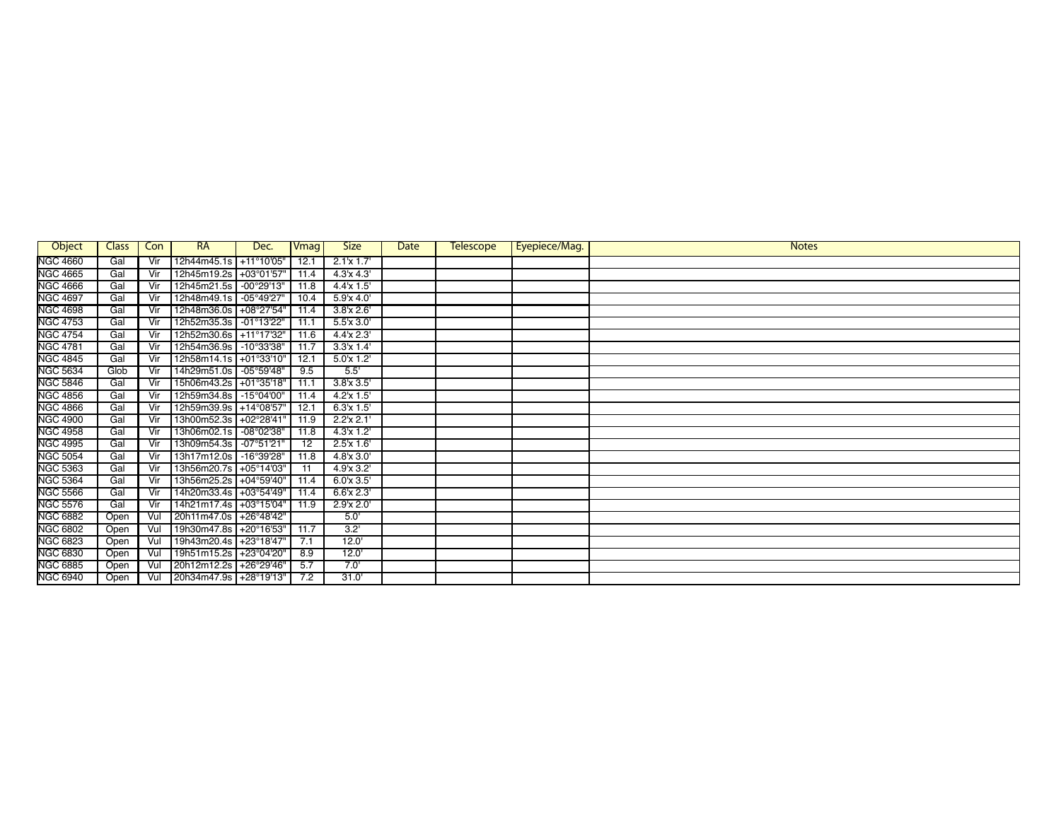| Object | Class | Con | RA | Dec. | Vmag | Size | Date | Telescope | Eyepiece/Mag. | Notes |
|---|---|---|---|---|---|---|---|---|---|---|
| NGC 4660 | Gal | Vir | 12h44m45.1s | +11°10'05" | 12.1 | 2.1'x 1.7' | | | | |
| NGC 4665 | Gal | Vir | 12h45m19.2s | +03°01'57" | 11.4 | 4.3'x 4.3' | | | | |
| NGC 4666 | Gal | Vir | 12h45m21.5s | -00°29'13" | 11.8 | 4.4'x 1.5' | | | | |
| NGC 4697 | Gal | Vir | 12h48m49.1s | -05°49'27" | 10.4 | 5.9'x 4.0' | | | | |
| NGC 4698 | Gal | Vir | 12h48m36.0s | +08°27'54" | 11.4 | 3.8'x 2.6' | | | | |
| NGC 4753 | Gal | Vir | 12h52m35.3s | -01°13'22" | 11.1 | 5.5'x 3.0' | | | | |
| NGC 4754 | Gal | Vir | 12h52m30.6s | +11°17'32" | 11.6 | 4.4'x 2.3' | | | | |
| NGC 4781 | Gal | Vir | 12h54m36.9s | -10°33'38" | 11.7 | 3.3'x 1.4' | | | | |
| NGC 4845 | Gal | Vir | 12h58m14.1s | +01°33'10" | 12.1 | 5.0'x 1.2' | | | | |
| NGC 5634 | Glob | Vir | 14h29m51.0s | -05°59'48" | 9.5 | 5.5' | | | | |
| NGC 5846 | Gal | Vir | 15h06m43.2s | +01°35'18" | 11.1 | 3.8'x 3.5' | | | | |
| NGC 4856 | Gal | Vir | 12h59m34.8s | -15°04'00" | 11.4 | 4.2'x 1.5' | | | | |
| NGC 4866 | Gal | Vir | 12h59m39.9s | +14°08'57" | 12.1 | 6.3'x 1.5' | | | | |
| NGC 4900 | Gal | Vir | 13h00m52.3s | +02°28'41" | 11.9 | 2.2'x 2.1' | | | | |
| NGC 4958 | Gal | Vir | 13h06m02.1s | -08°02'38" | 11.8 | 4.3'x 1.2' | | | | |
| NGC 4995 | Gal | Vir | 13h09m54.3s | -07°51'21" | 12 | 2.5'x 1.6' | | | | |
| NGC 5054 | Gal | Vir | 13h17m12.0s | -16°39'28" | 11.8 | 4.8'x 3.0' | | | | |
| NGC 5363 | Gal | Vir | 13h56m20.7s | +05°14'03" | 11 | 4.9'x 3.2' | | | | |
| NGC 5364 | Gal | Vir | 13h56m25.2s | +04°59'40" | 11.4 | 6.0'x 3.5' | | | | |
| NGC 5566 | Gal | Vir | 14h20m33.4s | +03°54'49" | 11.4 | 6.6'x 2.3' | | | | |
| NGC 5576 | Gal | Vir | 14h21m17.4s | +03°15'04" | 11.9 | 2.9'x 2.0' | | | | |
| NGC 6882 | Open | Vul | 20h11m47.0s | +26°48'42" | | 5.0' | | | | |
| NGC 6802 | Open | Vul | 19h30m47.8s | +20°16'53" | 11.7 | 3.2' | | | | |
| NGC 6823 | Open | Vul | 19h43m20.4s | +23°18'47" | 7.1 | 12.0' | | | | |
| NGC 6830 | Open | Vul | 19h51m15.2s | +23°04'20" | 8.9 | 12.0' | | | | |
| NGC 6885 | Open | Vul | 20h12m12.2s | +26°29'46" | 5.7 | 7.0' | | | | |
| NGC 6940 | Open | Vul | 20h34m47.9s | +28°19'13" | 7.2 | 31.0' | | | | |